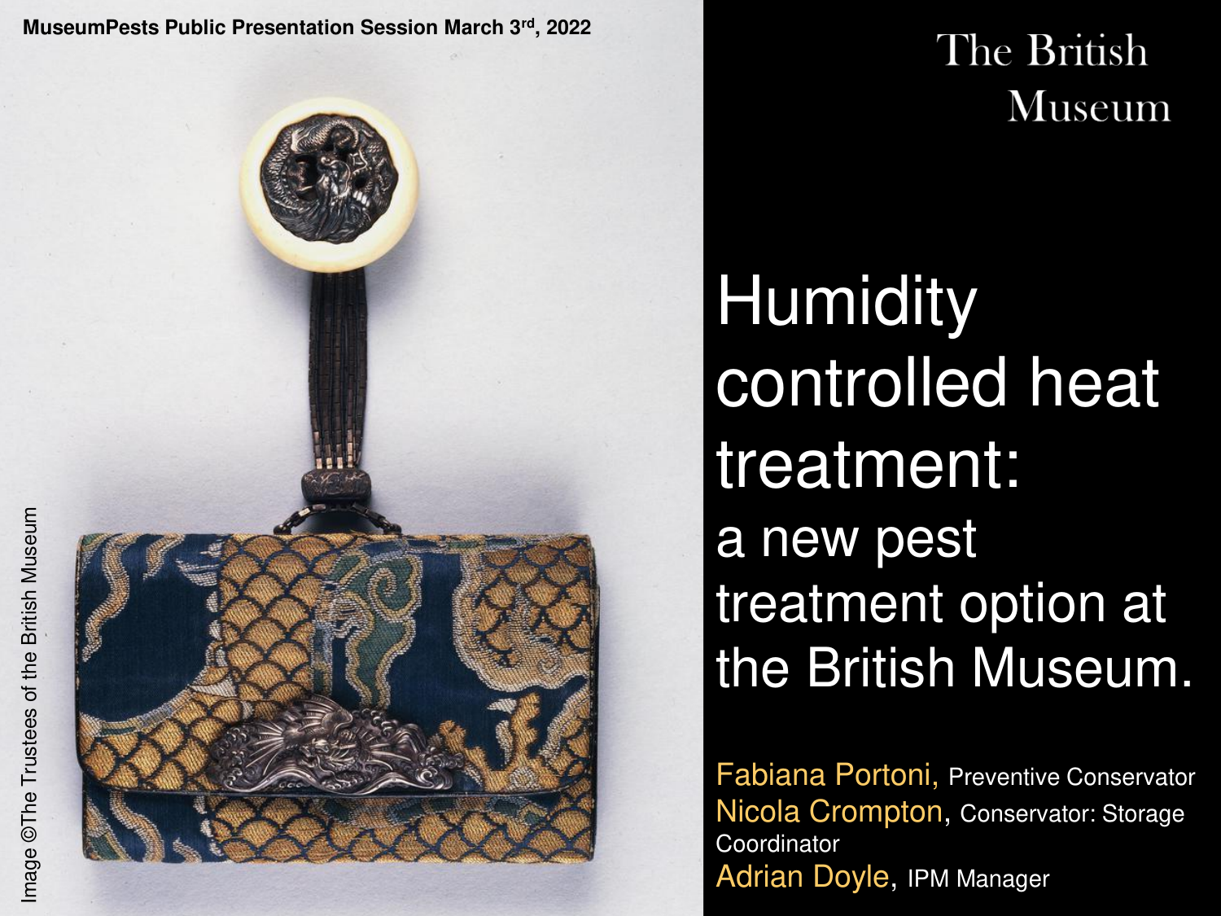MuseumPests Public Presentation Session March 3rd, 2022

The British Museum

# Humidity controlled heat treatment:

## a new pest treatment option at the British Museum.

Fabiana Portoni, Preventive Conservator
Nicola Crompton, Conservator: Storage Coordinator
Adrian Doyle, IPM Manager

Image ©The Trustees of the British Museum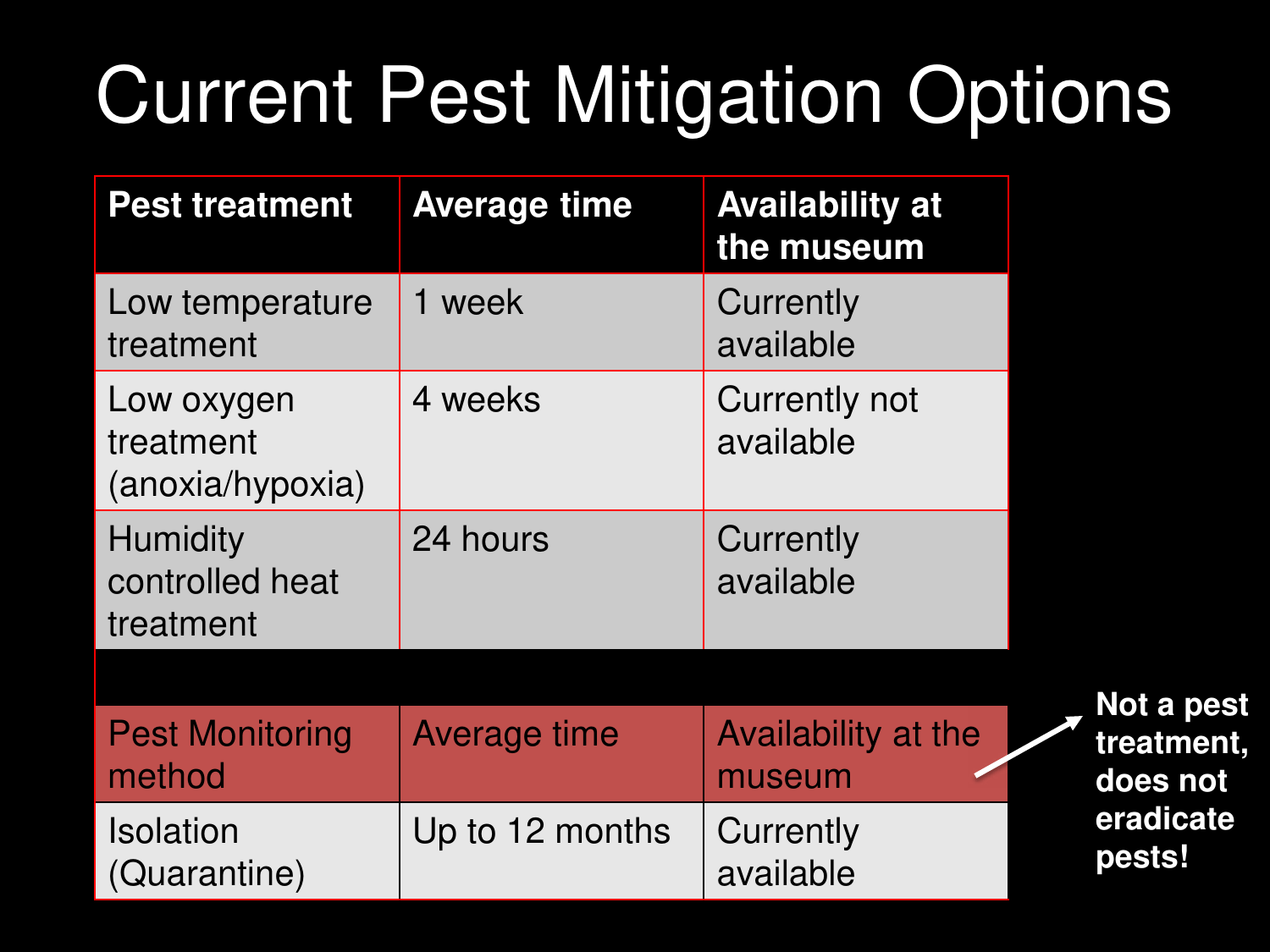# Current Pest Mitigation Options

| Pest treatment | Average time | Availability at the museum |
| --- | --- | --- |
| Low temperature treatment | 1 week | Currently available |
| Low oxygen treatment (anoxia/hypoxia) | 4 weeks | Currently not available |
| Humidity controlled heat treatment | 24 hours | Currently available |

| Pest Monitoring method | Average time | Availability at the museum |
| --- | --- | --- |
| Isolation (Quarantine) | Up to 12 months | Currently available |

**Not a pest treatment, does not eradicate pests!**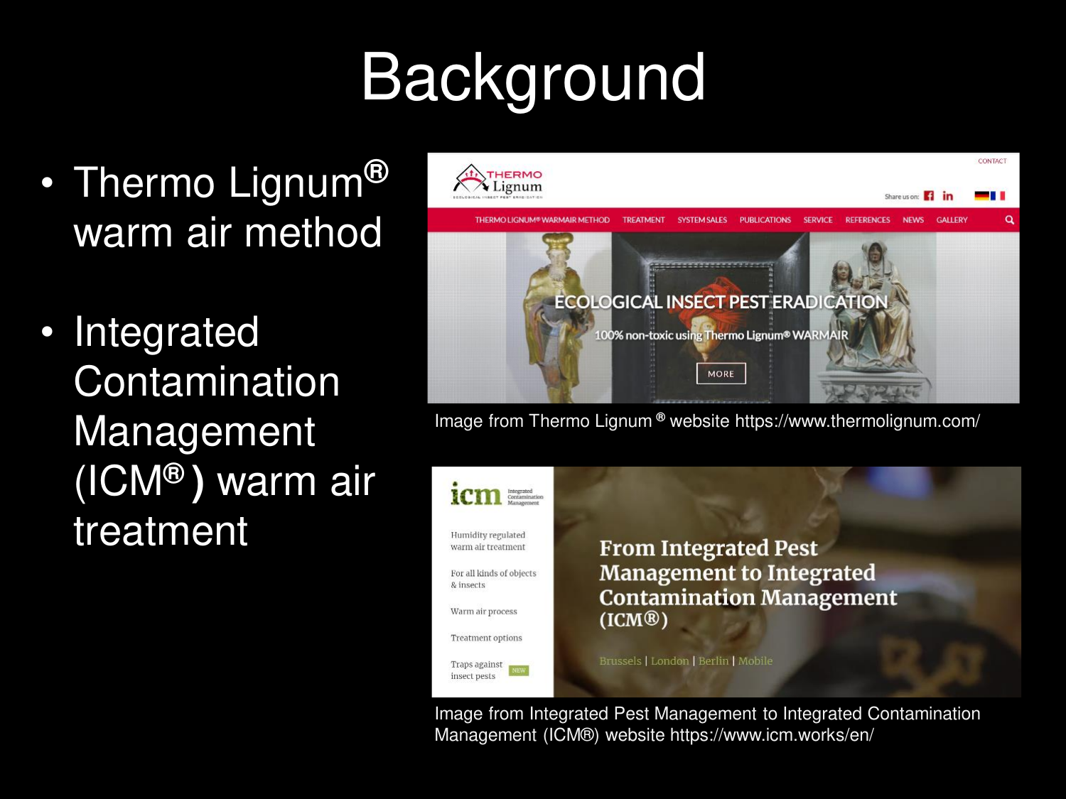# Background

- Thermo Lignum® warm air method
- Integrated Contamination Management (ICM®) warm air treatment

Image from Thermo Lignum® website https://www.thermolignum.com/

Image from Integrated Pest Management to Integrated Contamination Management (ICM®) website https://www.icm.works/en/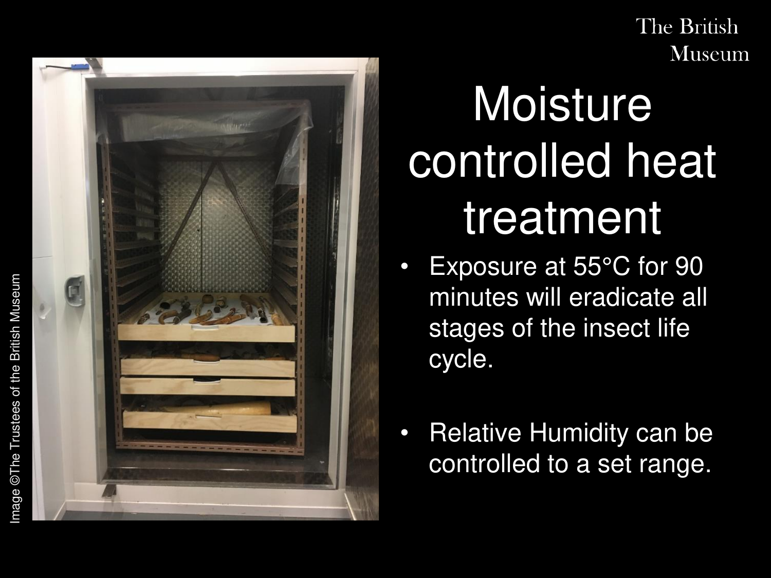# Moisture controlled heat treatment

- Exposure at 55°C for 90 minutes will eradicate all stages of the insect life cycle.
- Relative Humidity can be controlled to a set range.

Image ©The Trustees of the British Museum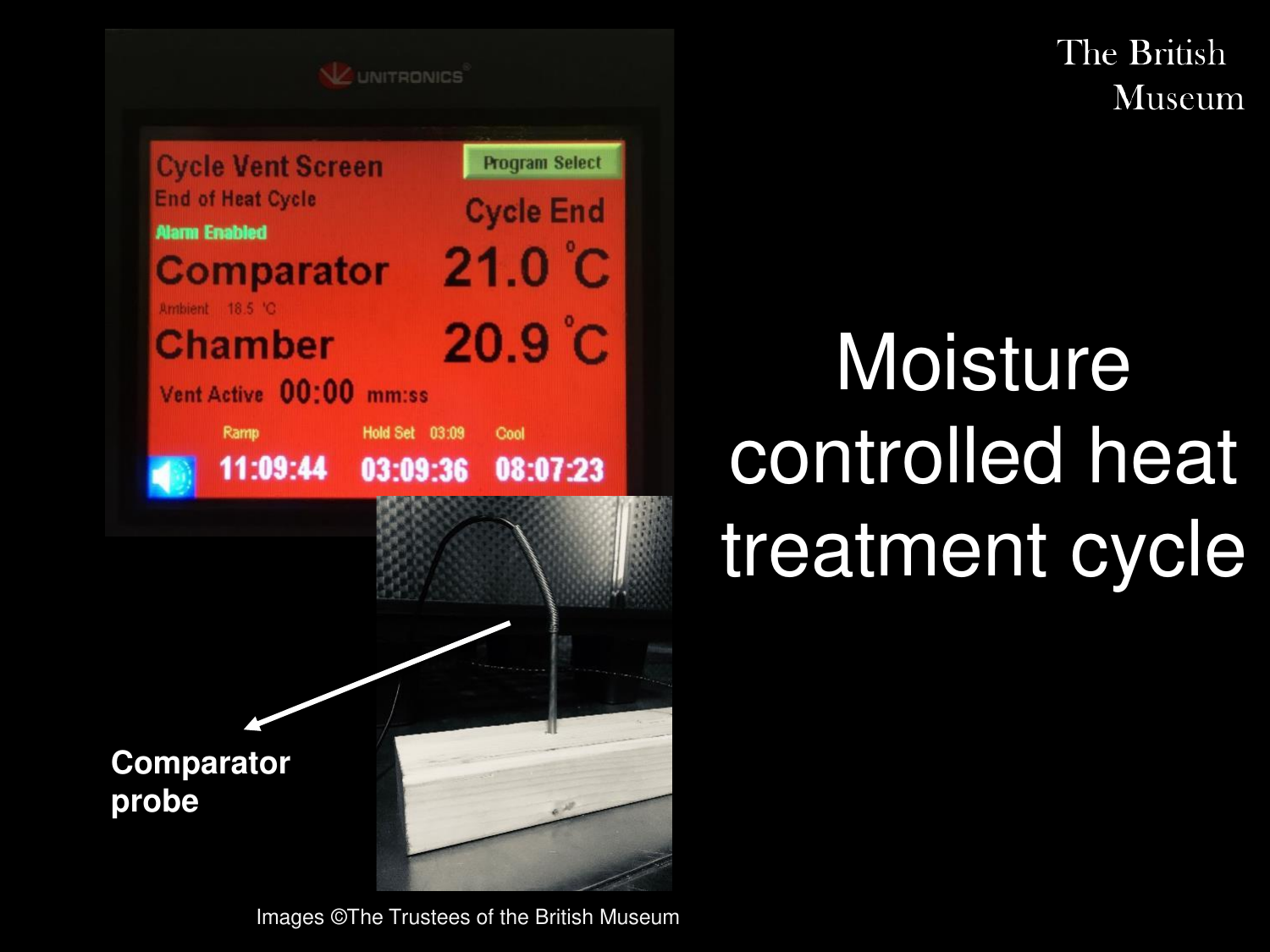# Moisture controlled heat treatment cycle

Cycle Vent Screen

End of Heat Cycle

Alarm Enabled

Program Select

Cycle End

Comparator 21.0 °C

Ambient 18.5 °C

Chamber 20.9 °C

Vent Active 00:00 mm:ss

| Ramp | Hold Set 03:09 | Cool |
|---|---|---|
| 11:09:44 | 03:09:36 | 08:07:23 |

**Comparator probe**

Images ©The Trustees of the British Museum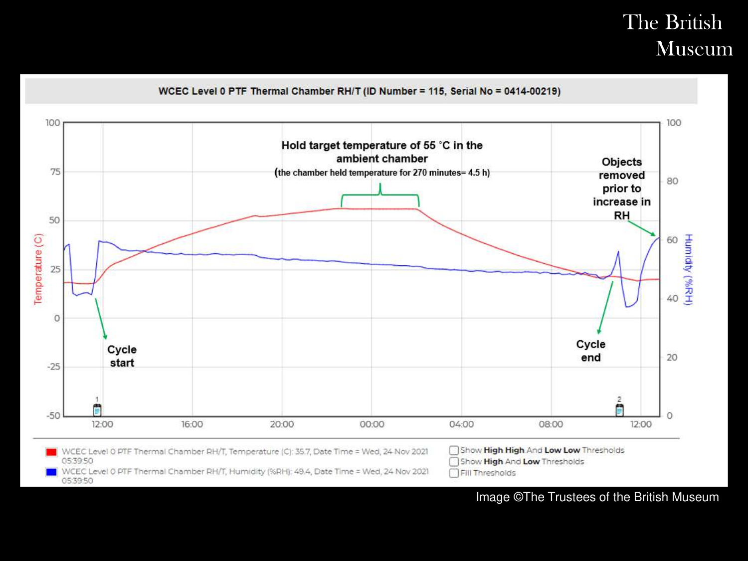The British Museum

WCEC Level 0 PTF Thermal Chamber RH/T (ID Number = 115, Serial No = 0414-00219)

Hold target temperature of 55 °C in the ambient chamber
(the chamber held temperature for 270 minutes= 4.5 h)

Objects removed prior to increase in RH

Cycle start

Cycle end

Temperature (C)

Humidity (%RH)

WCEC Level 0 PTF Thermal Chamber RH/T, Temperature (C): 35.7, Date Time = Wed, 24 Nov 2021 05:39:50

WCEC Level 0 PTF Thermal Chamber RH/T, Humidity (%RH): 49.4, Date Time = Wed, 24 Nov 2021 05:39:50

Show **High High** And **Low Low** Thresholds

Show **High** And **Low** Thresholds

Fill Thresholds

Image ©The Trustees of the British Museum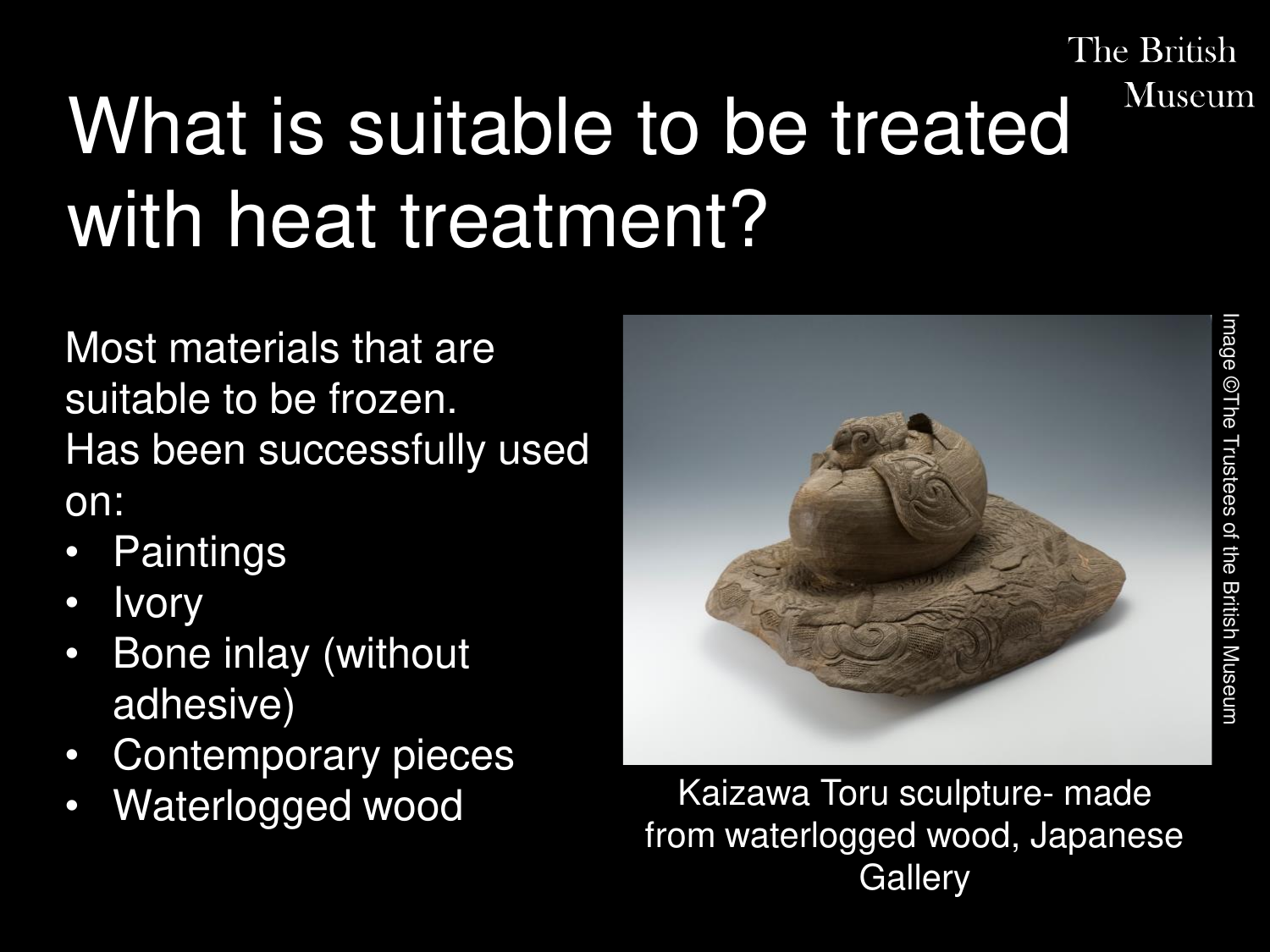# What is suitable to be treated with heat treatment?

Most materials that are suitable to be frozen.
Has been successfully used on:

- Paintings
- Ivory
- Bone inlay (without adhesive)
- Contemporary pieces
- Waterlogged wood

Image ©The Trustees of the British Museum

Kaizawa Toru sculpture- made from waterlogged wood, Japanese Gallery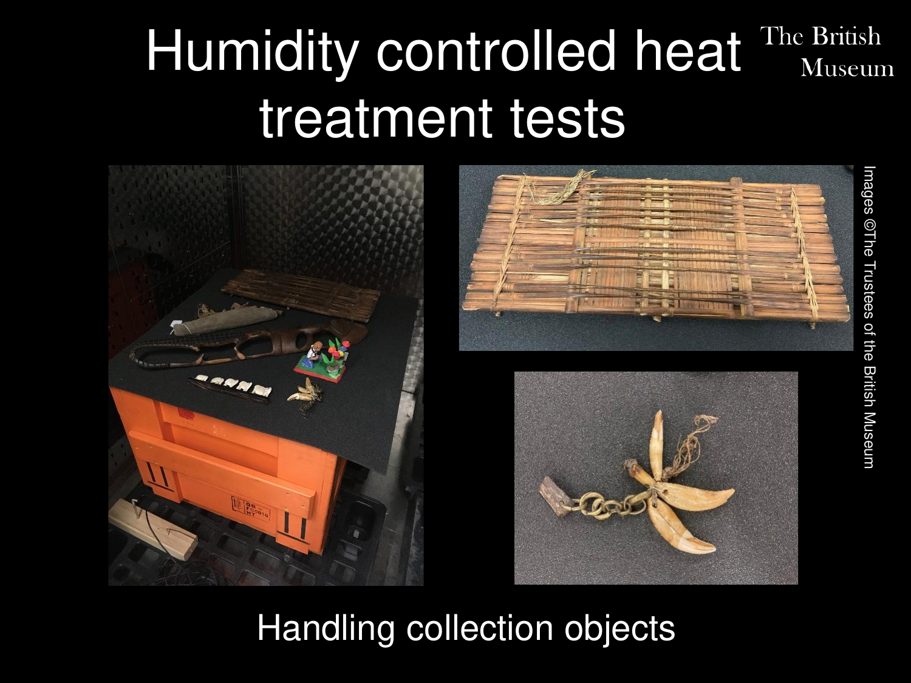# Humidity controlled heat treatment tests

The British Museum

Images ©The Trustees of the British Museum

Handling collection objects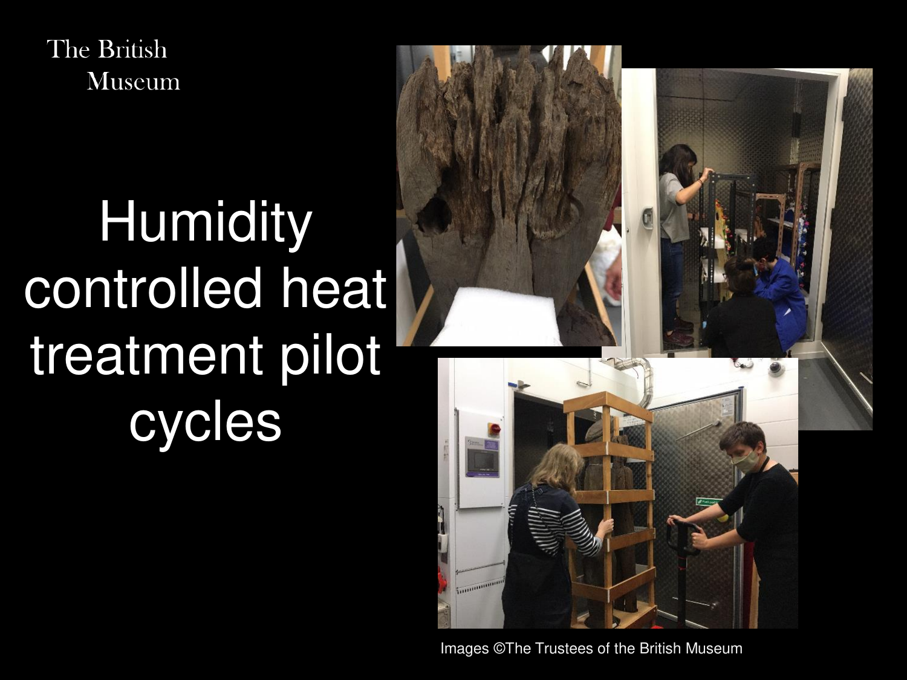The British Museum

# Humidity controlled heat treatment pilot cycles

Images ©The Trustees of the British Museum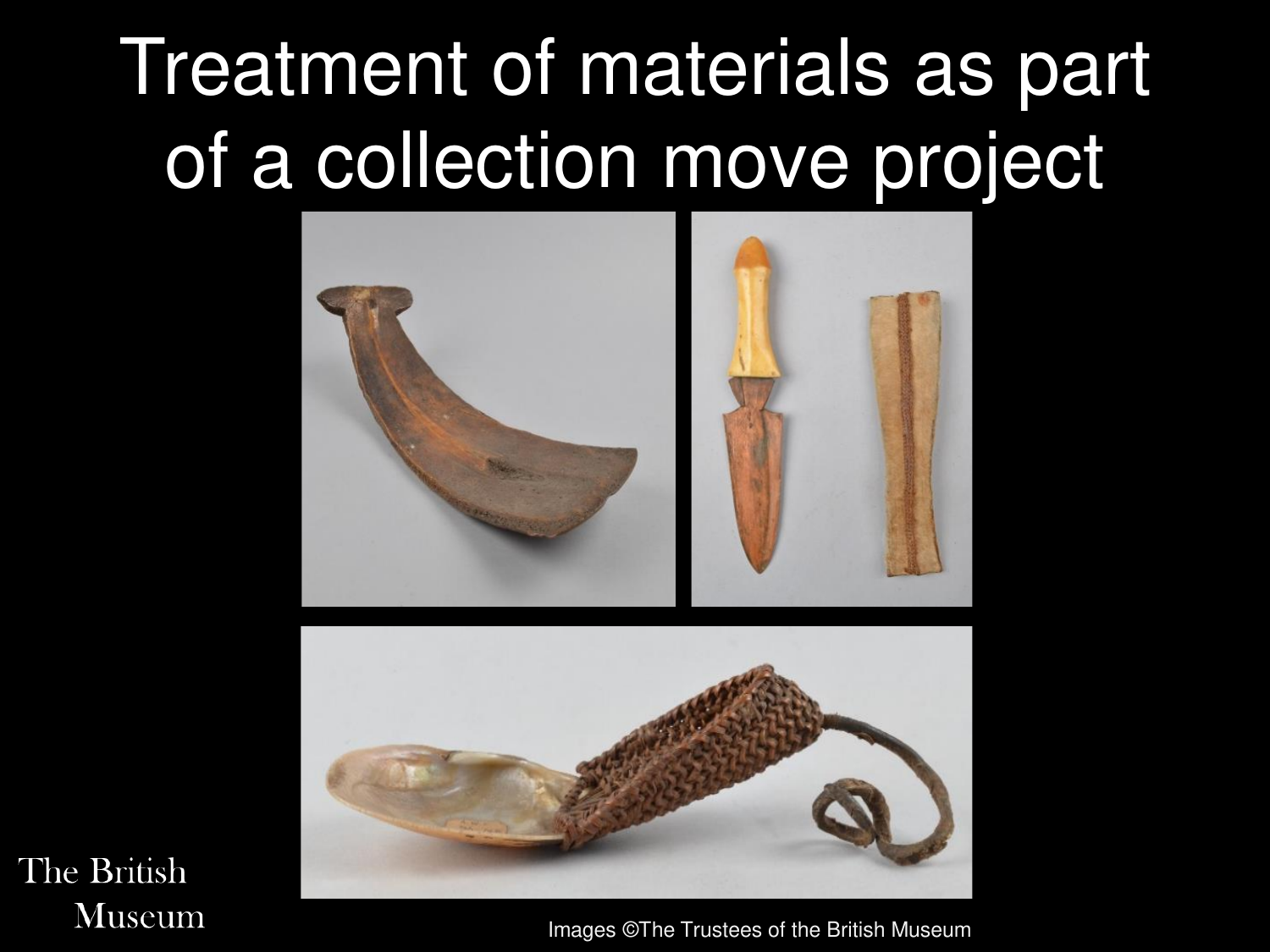# Treatment of materials as part of a collection move project

The British Museum

Images ©The Trustees of the British Museum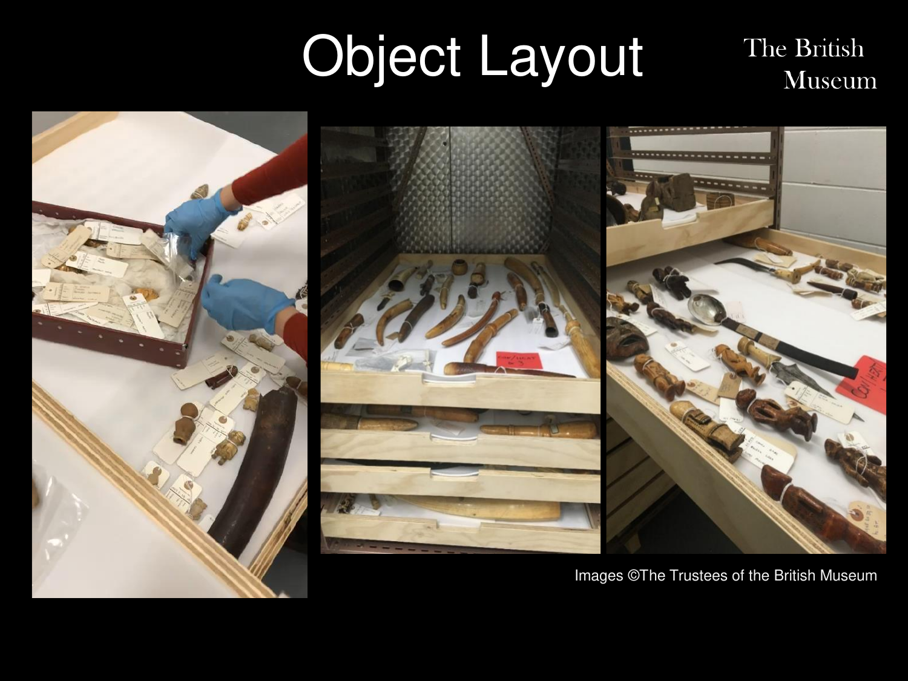# Object Layout

The British Museum

Images ©The Trustees of the British Museum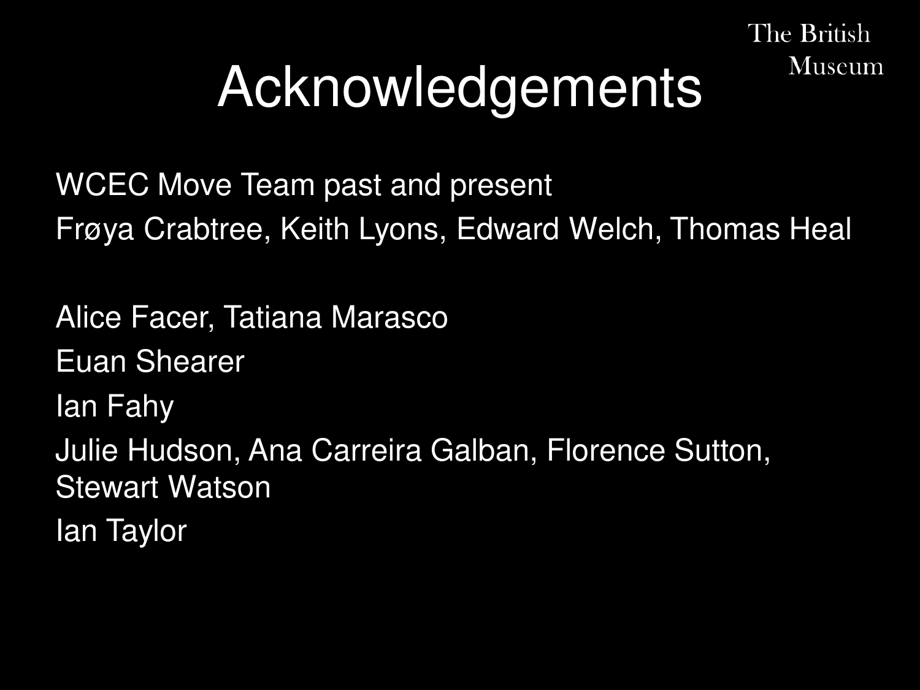# Acknowledgements

The British Museum

WCEC Move Team past and present

Frøya Crabtree, Keith Lyons, Edward Welch, Thomas Heal

Alice Facer, Tatiana Marasco

Euan Shearer

Ian Fahy

Julie Hudson, Ana Carreira Galban, Florence Sutton, Stewart Watson

Ian Taylor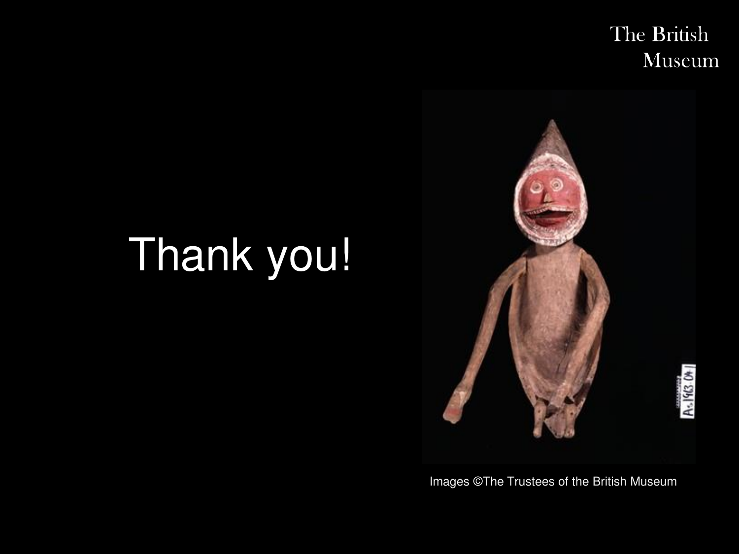The British Museum

# Thank you!

Images ©The Trustees of the British Museum